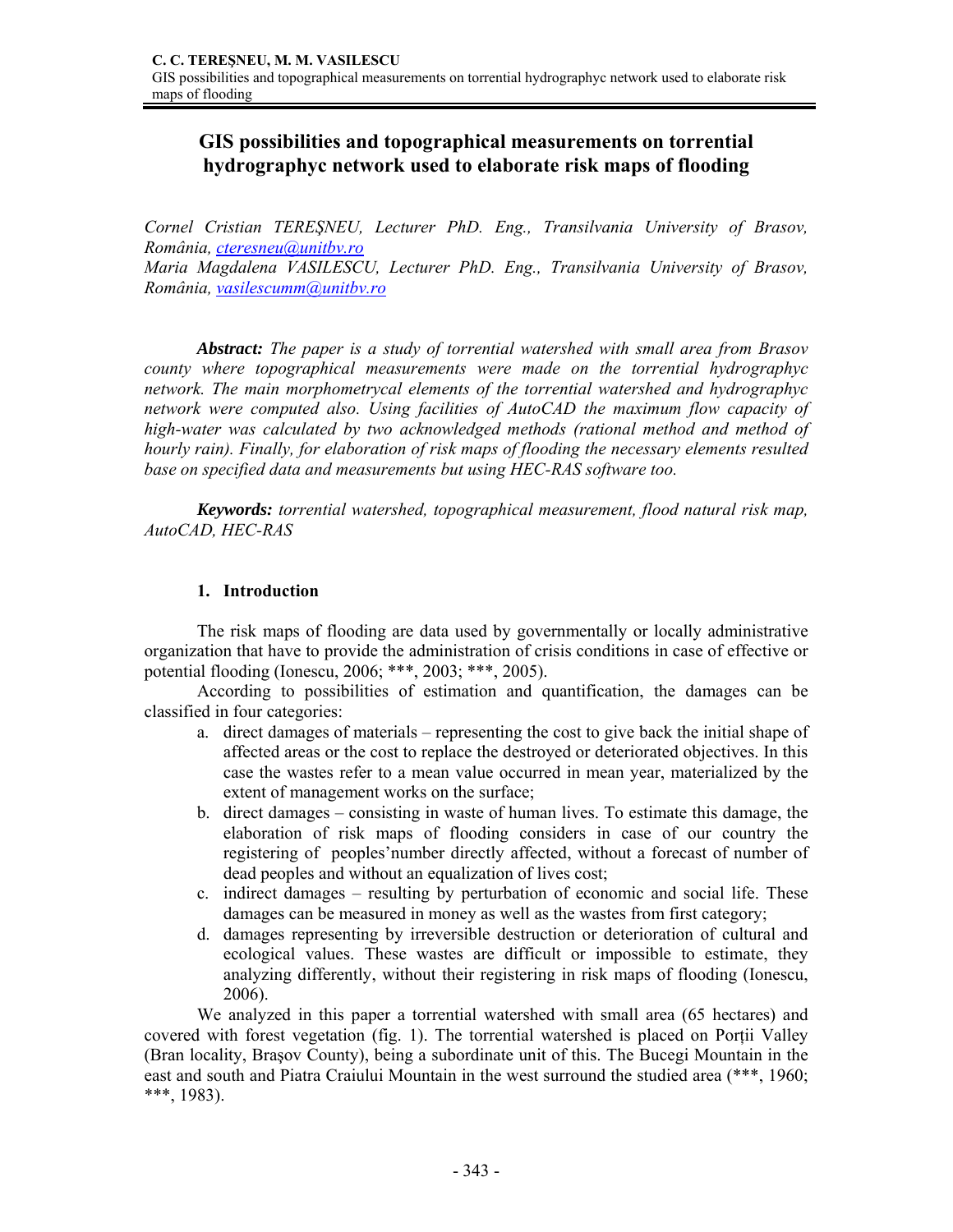# GIS possibilities and topographical measurements on torrential hydrographyc network used to elaborate risk maps of flooding

*Cornel Cristian TEREŞNEU, Lecturer PhD. Eng., Transilvania University of Brasov, România, cteresneu@unitbv.ro*
*Maria Magdalena VASILESCU, Lecturer PhD. Eng., Transilvania University of Brasov, România, vasilescumm@unitbv.ro*

***Abstract:*** *The paper is a study of torrential watershed with small area from Brasov county where topographical measurements were made on the torrential hydrographyc network. The main morphometrycal elements of the torrential watershed and hydrographyc network were computed also. Using facilities of AutoCAD the maximum flow capacity of high-water was calculated by two acknowledged methods (rational method and method of hourly rain). Finally, for elaboration of risk maps of flooding the necessary elements resulted base on specified data and measurements but using HEC-RAS software too.*

***Keywords:*** *torrential watershed, topographical measurement, flood natural risk map, AutoCAD, HEC-RAS*

## 1. Introduction

The risk maps of flooding are data used by governmentally or locally administrative organization that have to provide the administration of crisis conditions in case of effective or potential flooding (Ionescu, 2006; ***, 2003; ***, 2005).

According to possibilities of estimation and quantification, the damages can be classified in four categories:

a. direct damages of materials – representing the cost to give back the initial shape of affected areas or the cost to replace the destroyed or deteriorated objectives. In this case the wastes refer to a mean value occurred in mean year, materialized by the extent of management works on the surface;
b. direct damages – consisting in waste of human lives. To estimate this damage, the elaboration of risk maps of flooding considers in case of our country the registering of peoples'number directly affected, without a forecast of number of dead peoples and without an equalization of lives cost;
c. indirect damages – resulting by perturbation of economic and social life. These damages can be measured in money as well as the wastes from first category;
d. damages representing by irreversible destruction or deterioration of cultural and ecological values. These wastes are difficult or impossible to estimate, they analyzing differently, without their registering in risk maps of flooding (Ionescu, 2006).

We analyzed in this paper a torrential watershed with small area (65 hectares) and covered with forest vegetation (fig. 1). The torrential watershed is placed on Porții Valley (Bran locality, Braşov County), being a subordinate unit of this. The Bucegi Mountain in the east and south and Piatra Craiului Mountain in the west surround the studied area (***, 1960; ***, 1983).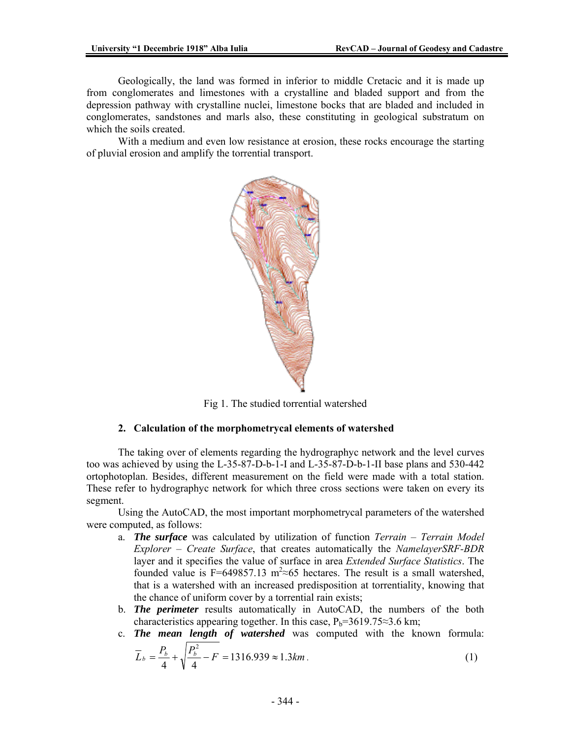Geologically, the land was formed in inferior to middle Cretacic and it is made up from conglomerates and limestones with a crystalline and bladed support and from the depression pathway with crystalline nuclei, limestone bocks that are bladed and included in conglomerates, sandstones and marls also, these constituting in geological substratum on which the soils created.

With a medium and even low resistance at erosion, these rocks encourage the starting of pluvial erosion and amplify the torrential transport.

Fig 1. The studied torrential watershed

## 2. Calculation of the morphometrycal elements of watershed

The taking over of elements regarding the hydrographyc network and the level curves too was achieved by using the L-35-87-D-b-1-I and L-35-87-D-b-1-II base plans and 530-442 ortophotoplan. Besides, different measurement on the field were made with a total station. These refer to hydrographyc network for which three cross sections were taken on every its segment.

Using the AutoCAD, the most important morphometrycal parameters of the watershed were computed, as follows:

a. ***The surface*** was calculated by utilization of function *Terrain – Terrain Model Explorer – Create Surface*, that creates automatically the *NamelayerSRF-BDR* layer and it specifies the value of surface in area *Extended Surface Statistics*. The founded value is F=649857.13 $m^2$≈65 hectares. The result is a small watershed, that is a watershed with an increased predisposition at torrentiality, knowing that the chance of uniform cover by a torrential rain exists;
b. ***The perimeter*** results automatically in AutoCAD, the numbers of the both characteristics appearing together. In this case, $P_b$=3619.75≈3.6 km;
c. ***The mean length of watershed*** was computed with the known formula:

$$\overline{L}_b = \frac{P_b}{4} + \sqrt{\frac{P_b^2}{4} - F} = 1316.939 \approx 1.3km \,. \tag{1}$$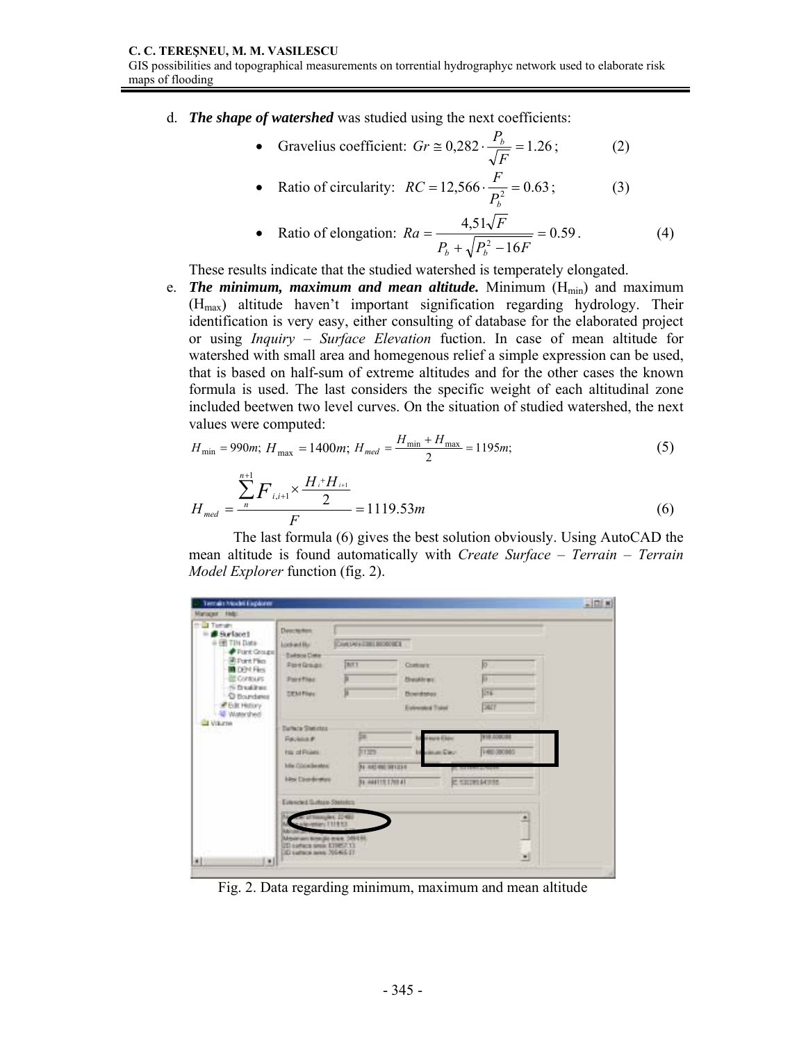d. ***The shape of watershed*** was studied using the next coefficients:

- Gravelius coefficient: $Gr \cong 0{,}282 \cdot \frac{P_b}{\sqrt{F}} = 1.26$; (2)
- Ratio of circularity: $RC = 12{,}566 \cdot \frac{F}{P_b^2} = 0.63$; (3)
- Ratio of elongation: $Ra = \frac{4{,}51\sqrt{F}}{P_b + \sqrt{P_b^2 - 16F}} = 0.59$. (4)

These results indicate that the studied watershed is temperately elongated.

e. ***The minimum, maximum and mean altitude.*** Minimum ($H_{min}$) and maximum ($H_{max}$) altitude haven't important signification regarding hydrology. Their identification is very easy, either consulting of database for the elaborated project or using *Inquiry – Surface Elevation* fuction. In case of mean altitude for watershed with small area and homegenous relief a simple expression can be used, that is based on half-sum of extreme altitudes and for the other cases the known formula is used. The last considers the specific weight of each altitudinal zone included beetwen two level curves. On the situation of studied watershed, the next values were computed:

$$H_{\min} = 990m;\ H_{\max} = 1400m;\ H_{med} = \frac{H_{\min} + H_{\max}}{2} = 1195m; \quad (5)$$

$$H_{med} = \frac{\sum_{n}^{n+1} F_{i,i+1} \times \frac{H_i + H_{i+1}}{2}}{F} = 1119.53m \quad (6)$$

The last formula (6) gives the best solution obviously. Using AutoCAD the mean altitude is found automatically with *Create Surface – Terrain – Terrain Model Explorer* function (fig. 2).

Fig. 2. Data regarding minimum, maximum and mean altitude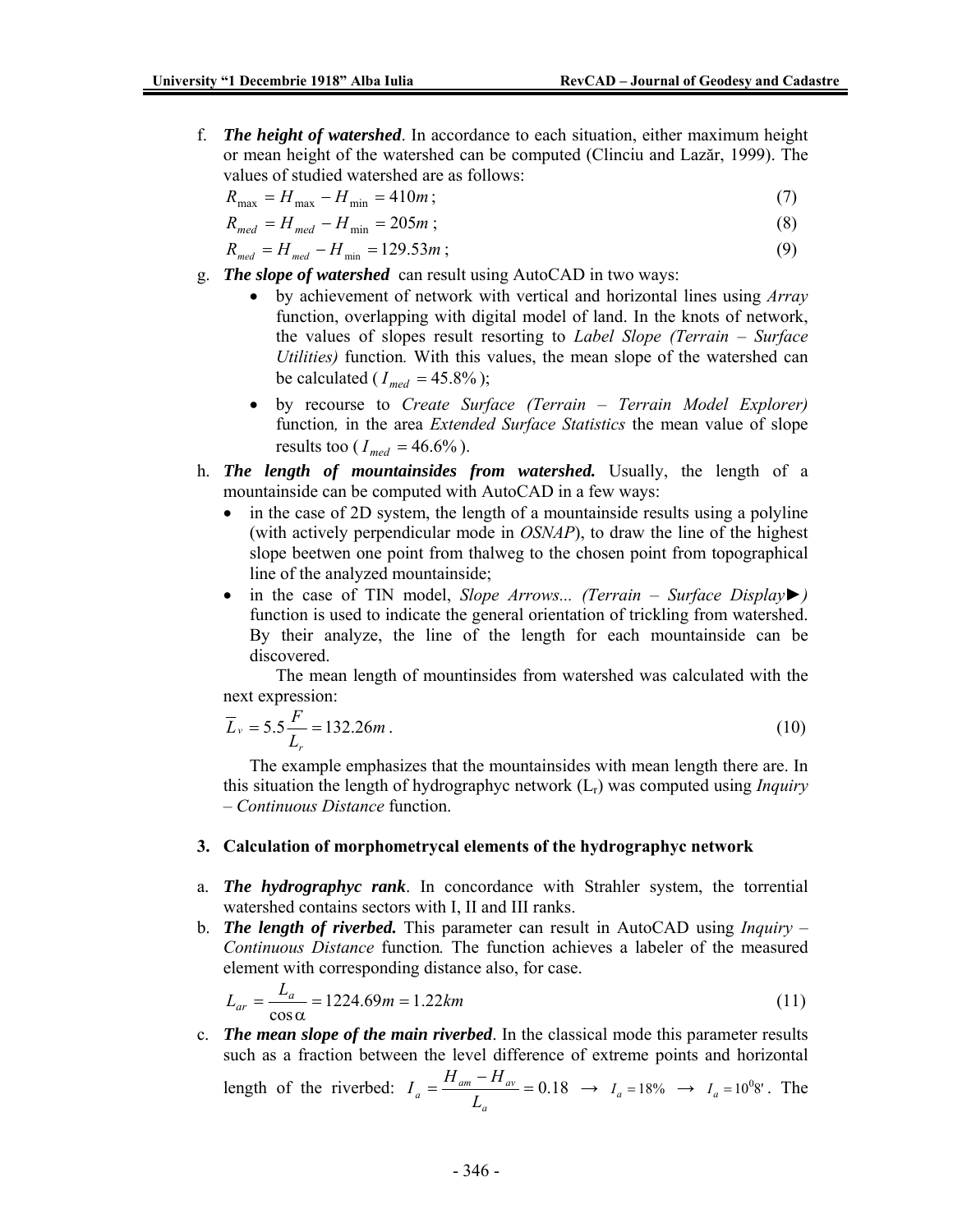f. ***The height of watershed***. In accordance to each situation, either maximum height or mean height of the watershed can be computed (Clinciu and Lazăr, 1999). The values of studied watershed are as follows:

$$R_{max} = H_{max} - H_{min} = 410m; \quad (7)$$

$$R_{med} = H_{med} - H_{min} = 205m; \quad (8)$$

$$R_{med} = H_{med} - H_{min} = 129.53m; \quad (9)$$

g. ***The slope of watershed*** can result using AutoCAD in two ways:
   - by achievement of network with vertical and horizontal lines using *Array* function, overlapping with digital model of land. In the knots of network, the values of slopes result resorting to *Label Slope (Terrain – Surface Utilities)* function. With this values, the mean slope of the watershed can be calculated ($I_{med} = 45.8\%$);
   - by recourse to *Create Surface (Terrain – Terrain Model Explorer)* function*,* in the area *Extended Surface Statistics* the mean value of slope results too ($I_{med} = 46.6\%$).

h. ***The length of mountainsides from watershed.*** Usually, the length of a mountainside can be computed with AutoCAD in a few ways:
   - in the case of 2D system, the length of a mountainside results using a polyline (with actively perpendicular mode in *OSNAP*), to draw the line of the highest slope beetwen one point from thalweg to the chosen point from topographical line of the analyzed mountainside;
   - in the case of TIN model, *Slope Arrows... (Terrain – Surface Display►)* function is used to indicate the general orientation of trickling from watershed. By their analyze, the line of the length for each mountainside can be discovered.

   The mean length of mountinsides from watershed was calculated with the next expression:

$$\overline{L}_v = 5.5\frac{F}{L_r} = 132.26m. \quad (10)$$

The example emphasizes that the mountainsides with mean length there are. In this situation the length of hydrographyc network ($L_r$) was computed using *Inquiry – Continuous Distance* function.

## 3. Calculation of morphometrycal elements of the hydrographyc network

a. ***The hydrographyc rank***. In concordance with Strahler system, the torrential watershed contains sectors with I, II and III ranks.

b. ***The length of riverbed.*** This parameter can result in AutoCAD using *Inquiry – Continuous Distance* function*.* The function achieves a labeler of the measured element with corresponding distance also, for case.

$$L_{ar} = \frac{L_a}{\cos\alpha} = 1224.69m = 1.22km \quad (11)$$

c. ***The mean slope of the main riverbed***. In the classical mode this parameter results such as a fraction between the level difference of extreme points and horizontal length of the riverbed: $I_a = \frac{H_{am} - H_{av}}{L_a} = 0.18 \rightarrow I_a = 18\% \rightarrow I_a = 10^0 8'$. The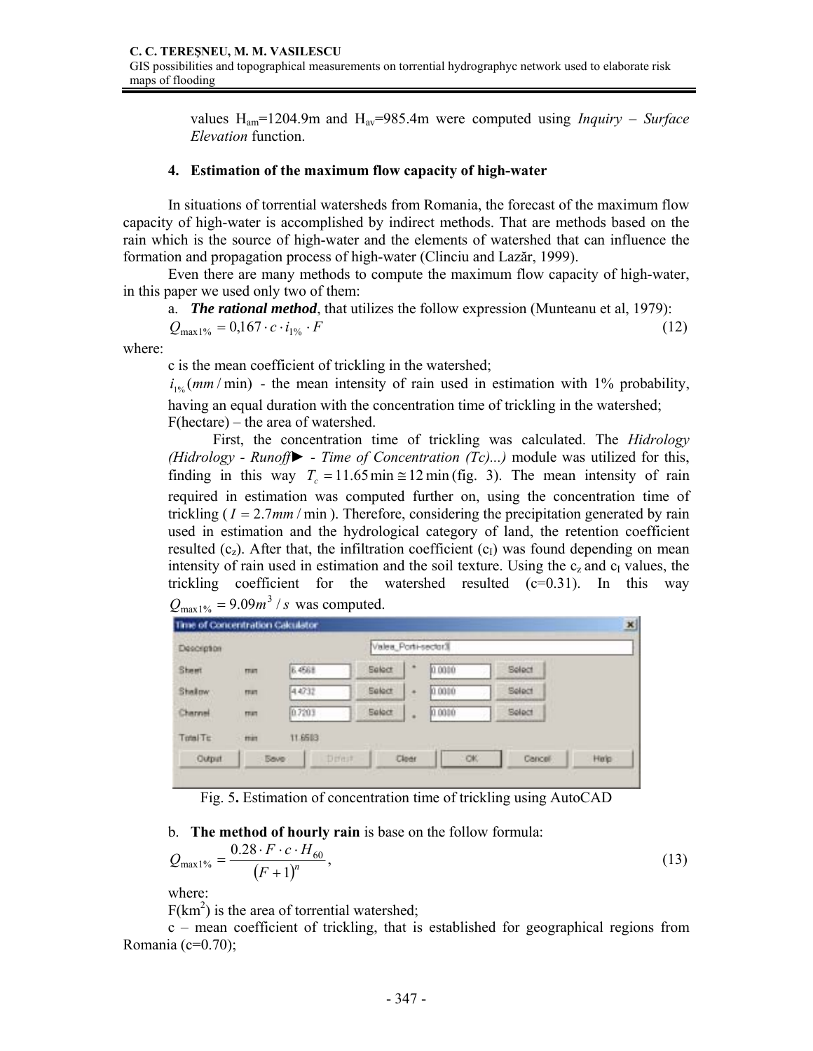values $H_{am}$=1204.9m and $H_{av}$=985.4m were computed using *Inquiry – Surface Elevation* function.

## 4. Estimation of the maximum flow capacity of high-water

In situations of torrential watersheds from Romania, the forecast of the maximum flow capacity of high-water is accomplished by indirect methods. That are methods based on the rain which is the source of high-water and the elements of watershed that can influence the formation and propagation process of high-water (Clinciu and Lazăr, 1999).

Even there are many methods to compute the maximum flow capacity of high-water, in this paper we used only two of them:

a. ***The rational method***, that utilizes the follow expression (Munteanu et al, 1979):

$$Q_{\max 1\%} = 0{,}167 \cdot c \cdot i_{1\%} \cdot F \tag{12}$$

where:

c is the mean coefficient of trickling in the watershed;

$i_{1\%}(mm/\min)$ - the mean intensity of rain used in estimation with 1% probability, having an equal duration with the concentration time of trickling in the watershed;

F(hectare) – the area of watershed.

First, the concentration time of trickling was calculated. The *Hidrology (Hidrology - Runoff► - Time of Concentration (Tc)...)* module was utilized for this, finding in this way $T_c = 11.65\min \cong 12\min$ (fig. 3). The mean intensity of rain required in estimation was computed further on, using the concentration time of trickling ($I = 2.7mm/\min$). Therefore, considering the precipitation generated by rain used in estimation and the hydrological category of land, the retention coefficient resulted ($c_z$). After that, the infiltration coefficient ($c_I$) was found depending on mean intensity of rain used in estimation and the soil texture. Using the $c_z$ and $c_I$ values, the trickling coefficient for the watershed resulted (c=0.31). In this way $Q_{\max 1\%} = 9.09m^3/s$ was computed.

Fig. 5**.** Estimation of concentration time of trickling using AutoCAD

b. **The method of hourly rain** is base on the follow formula:

$$Q_{\max 1\%} = \frac{0.28 \cdot F \cdot c \cdot H_{60}}{(F+1)^n}, \tag{13}$$

where:

F($km^2$) is the area of torrential watershed;

c – mean coefficient of trickling, that is established for geographical regions from Romania (c=0.70);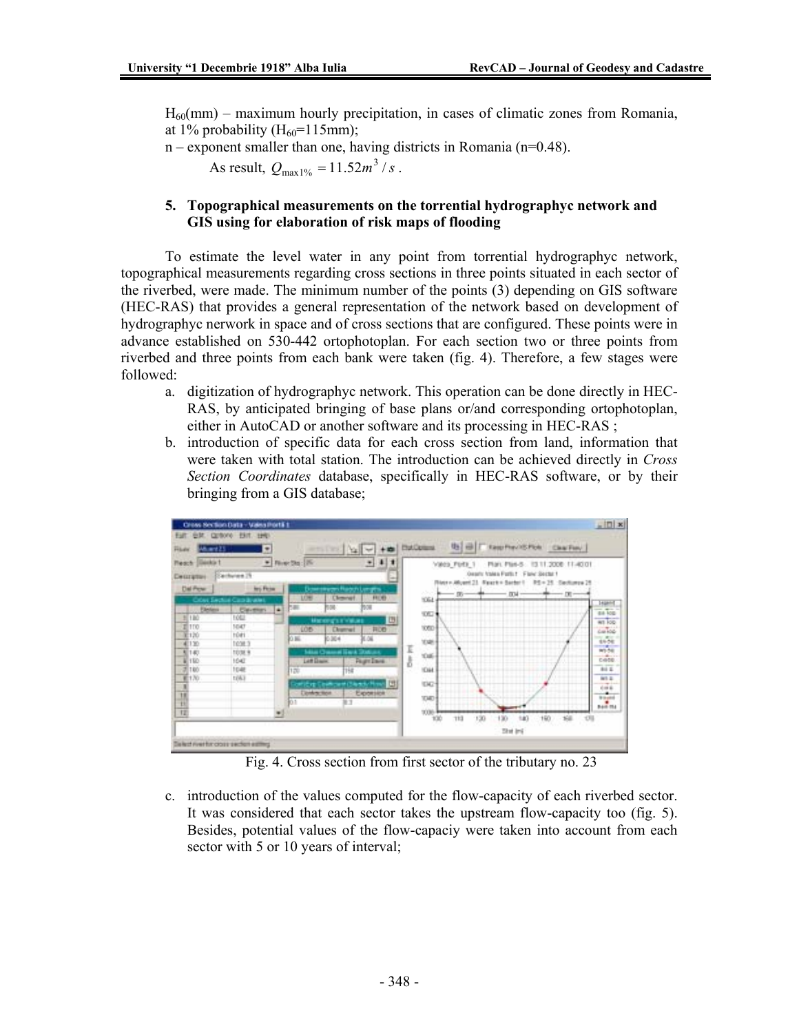$H_{60}$(mm) – maximum hourly precipitation, in cases of climatic zones from Romania, at 1% probability ($H_{60}$=115mm);

n – exponent smaller than one, having districts in Romania (n=0.48).

As result, $Q_{\max 1\%} = 11.52 m^3/s$.

## 5. Topographical measurements on the torrential hydrographyc network and GIS using for elaboration of risk maps of flooding

To estimate the level water in any point from torrential hydrographyc network, topographical measurements regarding cross sections in three points situated in each sector of the riverbed, were made. The minimum number of the points (3) depending on GIS software (HEC-RAS) that provides a general representation of the network based on development of hydrographyc nerwork in space and of cross sections that are configured. These points were in advance established on 530-442 ortophotoplan. For each section two or three points from riverbed and three points from each bank were taken (fig. 4). Therefore, a few stages were followed:

a. digitization of hydrographyc network. This operation can be done directly in HEC-RAS, by anticipated bringing of base plans or/and corresponding ortophotoplan, either in AutoCAD or another software and its processing in HEC-RAS ;
b. introduction of specific data for each cross section from land, information that were taken with total station. The introduction can be achieved directly in *Cross Section Coordinates* database, specifically in HEC-RAS software, or by their bringing from a GIS database;

Fig. 4. Cross section from first sector of the tributary no. 23

c. introduction of the values computed for the flow-capacity of each riverbed sector. It was considered that each sector takes the upstream flow-capacity too (fig. 5). Besides, potential values of the flow-capaciy were taken into account from each sector with 5 or 10 years of interval;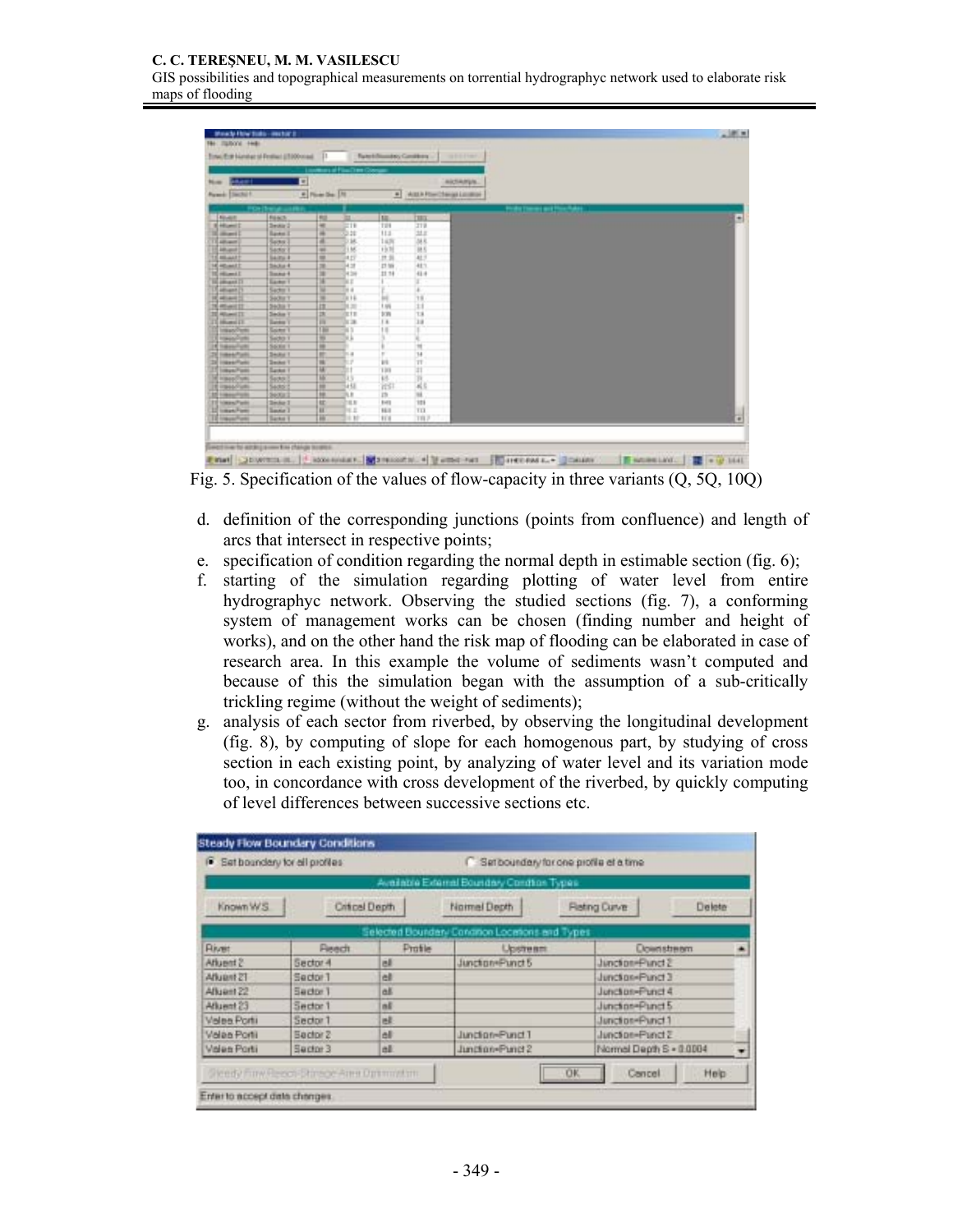Fig. 5. Specification of the values of flow-capacity in three variants (Q, 5Q, 10Q)

d. definition of the corresponding junctions (points from confluence) and length of arcs that intersect in respective points;
e. specification of condition regarding the normal depth in estimable section (fig. 6);
f. starting of the simulation regarding plotting of water level from entire hydrographyc network. Observing the studied sections (fig. 7), a conforming system of management works can be chosen (finding number and height of works), and on the other hand the risk map of flooding can be elaborated in case of research area. In this example the volume of sediments wasn't computed and because of this the simulation began with the assumption of a sub-critically trickling regime (without the weight of sediments);
g. analysis of each sector from riverbed, by observing the longitudinal development (fig. 8), by computing of slope for each homogenous part, by studying of cross section in each existing point, by analyzing of water level and its variation mode too, in concordance with cross development of the riverbed, by quickly computing of level differences between successive sections etc.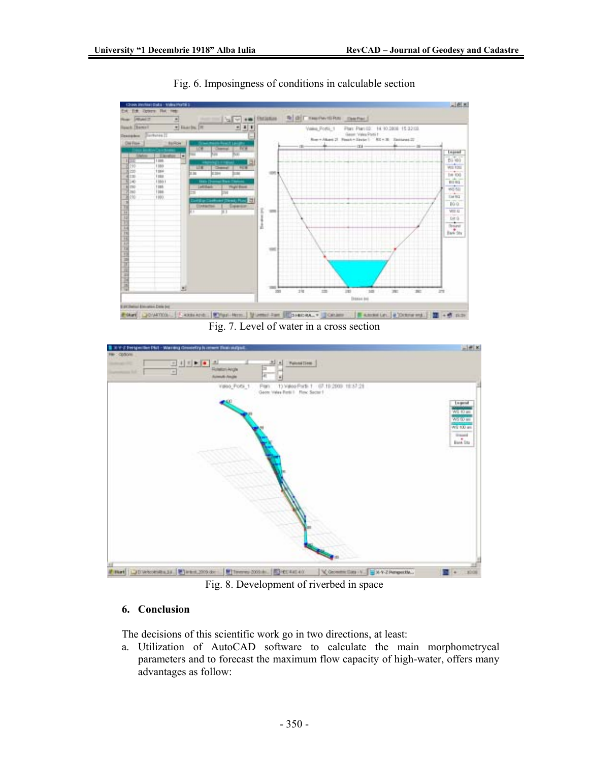Fig. 6. Imposingness of conditions in calculable section

Fig. 7. Level of water in a cross section

Fig. 8. Development of riverbed in space

## 6. Conclusion

The decisions of this scientific work go in two directions, at least:

a. Utilization of AutoCAD software to calculate the main morphometrycal parameters and to forecast the maximum flow capacity of high-water, offers many advantages as follow: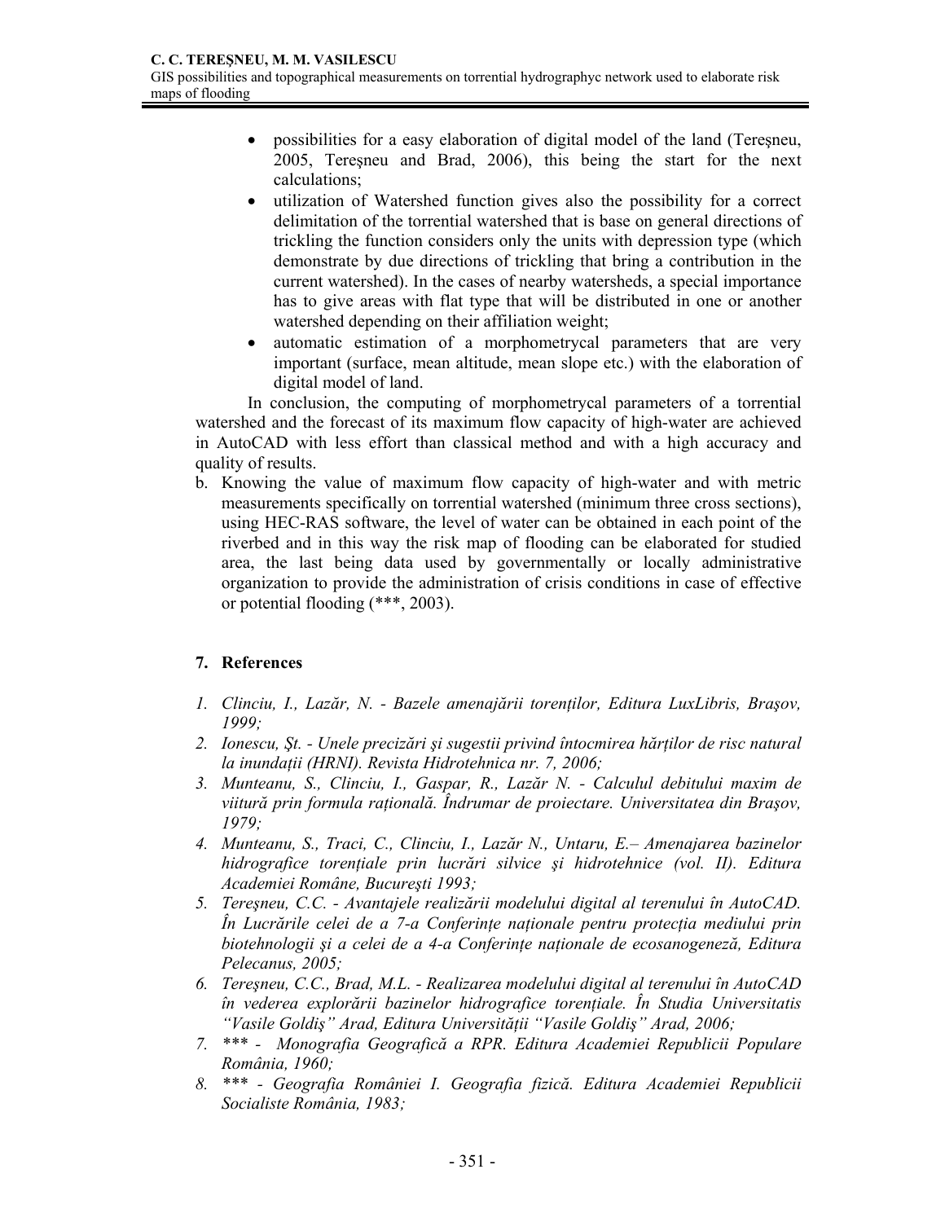- possibilities for a easy elaboration of digital model of the land (Tereşneu, 2005, Tereşneu and Brad, 2006), this being the start for the next calculations;
- utilization of Watershed function gives also the possibility for a correct delimitation of the torrential watershed that is base on general directions of trickling the function considers only the units with depression type (which demonstrate by due directions of trickling that bring a contribution in the current watershed). In the cases of nearby watersheds, a special importance has to give areas with flat type that will be distributed in one or another watershed depending on their affiliation weight;
- automatic estimation of a morphometrycal parameters that are very important (surface, mean altitude, mean slope etc.) with the elaboration of digital model of land.

In conclusion, the computing of morphometrycal parameters of a torrential watershed and the forecast of its maximum flow capacity of high-water are achieved in AutoCAD with less effort than classical method and with a high accuracy and quality of results.

b. Knowing the value of maximum flow capacity of high-water and with metric measurements specifically on torrential watershed (minimum three cross sections), using HEC-RAS software, the level of water can be obtained in each point of the riverbed and in this way the risk map of flooding can be elaborated for studied area, the last being data used by governmentally or locally administrative organization to provide the administration of crisis conditions in case of effective or potential flooding (***, 2003).

## 7. References

1. *Clinciu, I., Lazăr, N. - Bazele amenajării torenților, Editura LuxLibris, Braşov, 1999;*
2. *Ionescu, Şt. - Unele precizări şi sugestii privind întocmirea hărților de risc natural la inundații (HRNI). Revista Hidrotehnica nr. 7, 2006;*
3. *Munteanu, S., Clinciu, I., Gaspar, R., Lazăr N. - Calculul debitului maxim de viitură prin formula rațională. Îndrumar de proiectare. Universitatea din Braşov, 1979;*
4. *Munteanu, S., Traci, C., Clinciu, I., Lazăr N., Untaru, E.– Amenajarea bazinelor hidrografice torențiale prin lucrări silvice şi hidrotehnice (vol. II). Editura Academiei Române, Bucureşti 1993;*
5. *Tereşneu, C.C. - Avantajele realizării modelului digital al terenului în AutoCAD. În Lucrările celei de a 7-a Conferințe naționale pentru protecția mediului prin biotehnologii şi a celei de a 4-a Conferințe naționale de ecosanogeneză, Editura Pelecanus, 2005;*
6. *Tereşneu, C.C., Brad, M.L. - Realizarea modelului digital al terenului în AutoCAD în vederea explorării bazinelor hidrografice torențiale. În Studia Universitatis "Vasile Goldiş" Arad, Editura Universității "Vasile Goldiş" Arad, 2006;*
7. *\*\*\* - Monografia Geografică a RPR. Editura Academiei Republicii Populare România, 1960;*
8. *\*\*\* - Geografia României I. Geografia fizică. Editura Academiei Republicii Socialiste România, 1983;*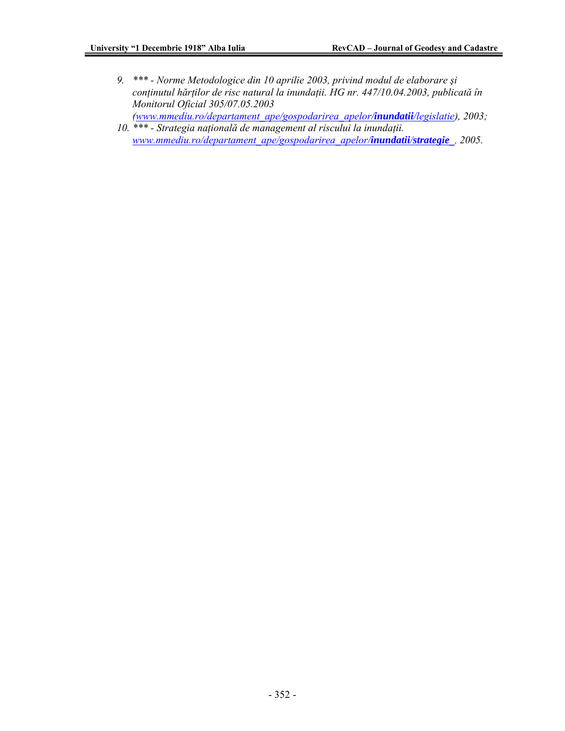9. *\*\*\* - Norme Metodologice din 10 aprilie 2003, privind modul de elaborare şi conținutul hărților de risc natural la inundații. HG nr. 447/10.04.2003, publicată în Monitorul Oficial 305/07.05.2003 (www.mmediu.ro/departament_ape/gospodarirea_apelor/**inundatii**/legislatie), 2003;*
10. *\*\*\* - Strategia națională de management al riscului la inundații. www.mmediu.ro/departament_ape/gospodarirea_apelor/**inundatii/strategie_**, 2005.*